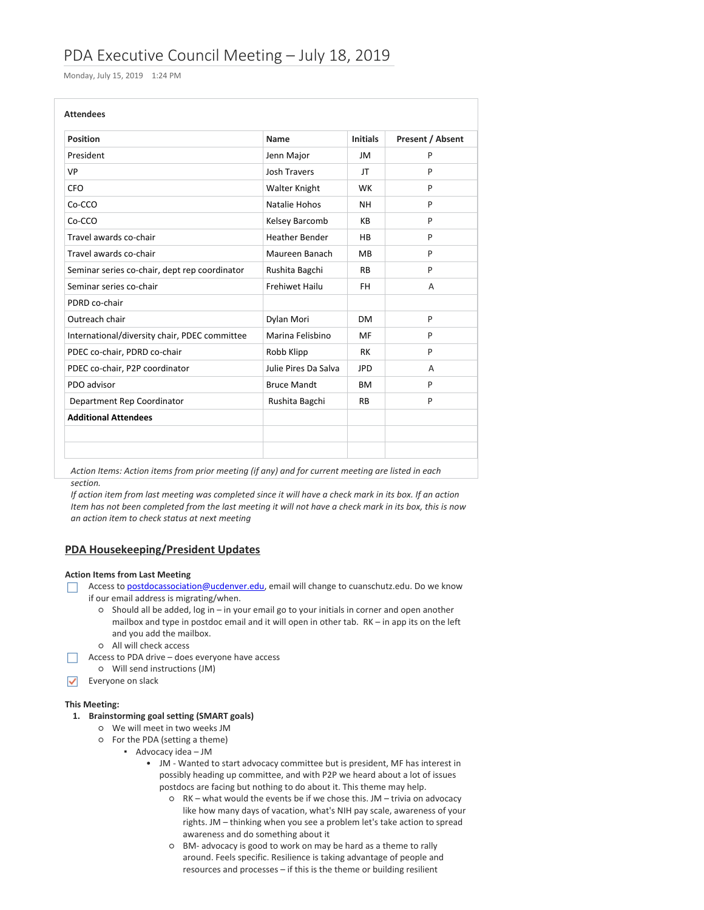# PDA Executive Council Meeting – July 18, 2019

Monday, July 15, 2019 1:24 PM

**Attendees**

| Position | Name | Initials | Present / Absent |
|---|---|---|---|
| President | Jenn Major | JM | P |
| VP | Josh Travers | JT | P |
| CFO | Walter Knight | WK | P |
| Co-CCO | Natalie Hohos | NH | P |
| Co-CCO | Kelsey Barcomb | KB | P |
| Travel awards co-chair | Heather Bender | HB | P |
| Travel awards co-chair | Maureen Banach | MB | P |
| Seminar series co-chair, dept rep coordinator | Rushita Bagchi | RB | P |
| Seminar series co-chair | Frehiwet Hailu | FH | A |
| PDRD co-chair | | | |
| Outreach chair | Dylan Mori | DM | P |
| International/diversity chair, PDEC committee | Marina Felisbino | MF | P |
| PDEC co-chair, PDRD co-chair | Robb Klipp | RK | P |
| PDEC co-chair, P2P coordinator | Julie Pires Da Salva | JPD | A |
| PDO advisor | Bruce Mandt | BM | P |
| Department Rep Coordinator | Rushita Bagchi | RB | P |
| **Additional Attendees** | | | |
| | | | |
| | | | |

*Action Items: Action items from prior meeting (if any) and for current meeting are listed in each section.*
*If action item from last meeting was completed since it will have a check mark in its box. If an action Item has not been completed from the last meeting it will not have a check mark in its box, this is now an action item to check status at next meeting*

## PDA Housekeeping/President Updates

**Action Items from Last Meeting**

- [ ] Access to postdocassociation@ucdenver.edu, email will change to cuanschutz.edu. Do we know if our email address is migrating/when.
  - Should all be added, log in – in your email go to your initials in corner and open another mailbox and type in postdoc email and it will open in other tab. RK – in app its on the left and you add the mailbox.
  - All will check access
- [ ] Access to PDA drive – does everyone have access
  - Will send instructions (JM)
- [x] Everyone on slack

**This Meeting:**

1. **Brainstorming goal setting (SMART goals)**
   - We will meet in two weeks JM
   - For the PDA (setting a theme)
     - Advocacy idea – JM
       - JM - Wanted to start advocacy committee but is president, MF has interest in possibly heading up committee, and with P2P we heard about a lot of issues postdocs are facing but nothing to do about it. This theme may help.
         - RK – what would the events be if we chose this. JM – trivia on advocacy like how many days of vacation, what's NIH pay scale, awareness of your rights. JM – thinking when you see a problem let's take action to spread awareness and do something about it
         - BM- advocacy is good to work on may be hard as a theme to rally around. Feels specific. Resilience is taking advantage of people and resources and processes – if this is the theme or building resilient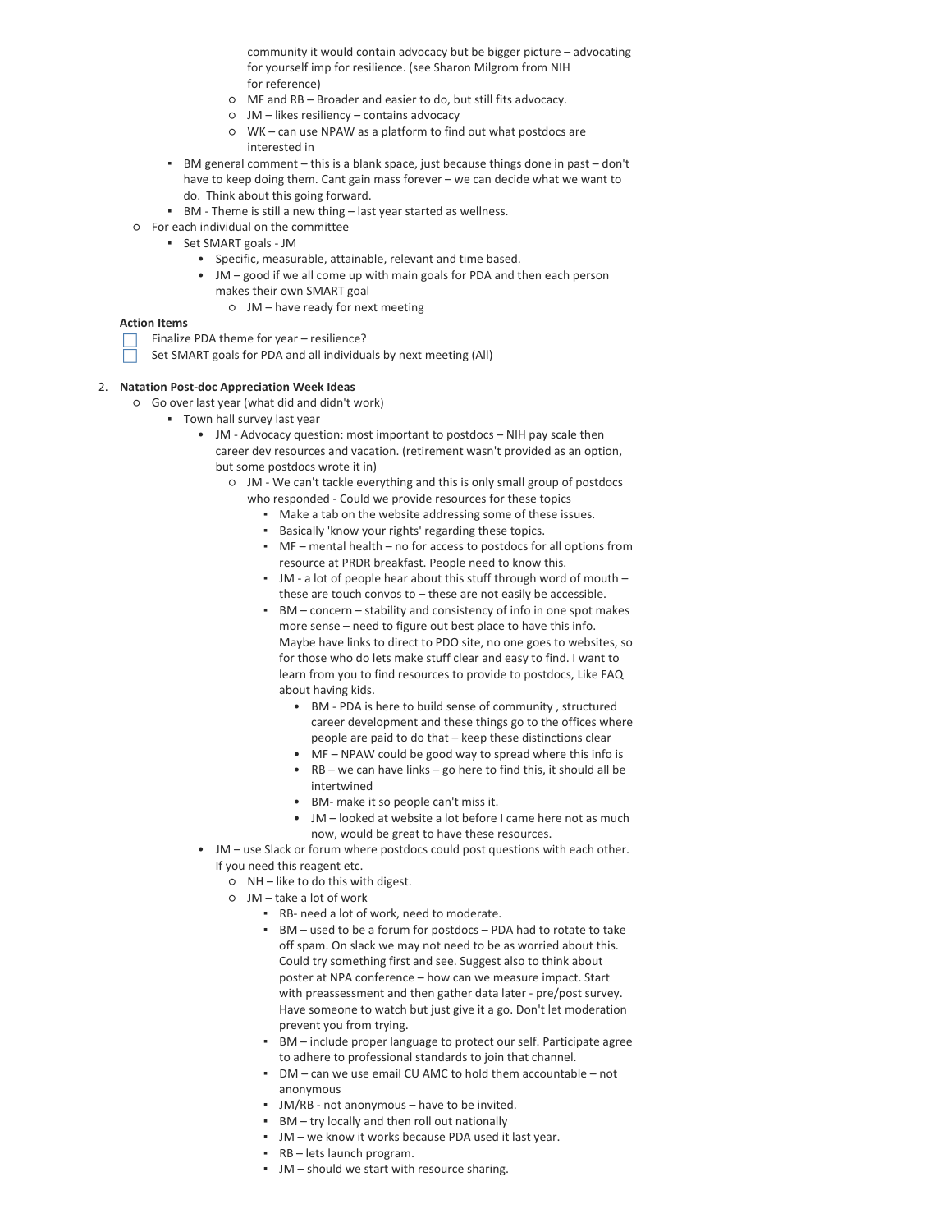community it would contain advocacy but be bigger picture – advocating for yourself imp for resilience. (see Sharon Milgrom from NIH for reference)
            - MF and RB – Broader and easier to do, but still fits advocacy.
            - JM – likes resiliency – contains advocacy
            - WK – can use NPAW as a platform to find out what postdocs are interested in
        - BM general comment – this is a blank space, just because things done in past – don't have to keep doing them. Cant gain mass forever – we can decide what we want to do. Think about this going forward.
        - BM - Theme is still a new thing – last year started as wellness.
    - For each individual on the committee
        - Set SMART goals - JM
            - Specific, measurable, attainable, relevant and time based.
            - JM – good if we all come up with main goals for PDA and then each person makes their own SMART goal
                - JM – have ready for next meeting

**Action Items**

- [ ] Finalize PDA theme for year – resilience?
- [ ] Set SMART goals for PDA and all individuals by next meeting (All)

2. **Natation Post-doc Appreciation Week Ideas**
    - Go over last year (what did and didn't work)
        - Town hall survey last year
            - JM - Advocacy question: most important to postdocs – NIH pay scale then career dev resources and vacation. (retirement wasn't provided as an option, but some postdocs wrote it in)
                - JM - We can't tackle everything and this is only small group of postdocs who responded - Could we provide resources for these topics
                    - Make a tab on the website addressing some of these issues.
                    - Basically 'know your rights' regarding these topics.
                    - MF – mental health – no for access to postdocs for all options from resource at PRDR breakfast. People need to know this.
                    - JM - a lot of people hear about this stuff through word of mouth – these are touch convos to – these are not easily be accessible.
                    - BM – concern – stability and consistency of info in one spot makes more sense – need to figure out best place to have this info. Maybe have links to direct to PDO site, no one goes to websites, so for those who do lets make stuff clear and easy to find. I want to learn from you to find resources to provide to postdocs, Like FAQ about having kids.
                        - BM - PDA is here to build sense of community , structured career development and these things go to the offices where people are paid to do that – keep these distinctions clear
                        - MF – NPAW could be good way to spread where this info is
                        - RB – we can have links – go here to find this, it should all be intertwined
                        - BM- make it so people can't miss it.
                        - JM – looked at website a lot before I came here not as much now, would be great to have these resources.
            - JM – use Slack or forum where postdocs could post questions with each other. If you need this reagent etc.
                - NH – like to do this with digest.
                - JM – take a lot of work
                    - RB- need a lot of work, need to moderate.
                    - BM – used to be a forum for postdocs – PDA had to rotate to take off spam. On slack we may not need to be as worried about this. Could try something first and see. Suggest also to think about poster at NPA conference – how can we measure impact. Start with preassessment and then gather data later - pre/post survey. Have someone to watch but just give it a go. Don't let moderation prevent you from trying.
                    - BM – include proper language to protect our self. Participate agree to adhere to professional standards to join that channel.
                    - DM – can we use email CU AMC to hold them accountable – not anonymous
                    - JM/RB - not anonymous – have to be invited.
                    - BM – try locally and then roll out nationally
                    - JM – we know it works because PDA used it last year.
                    - RB – lets launch program.
                    - JM – should we start with resource sharing.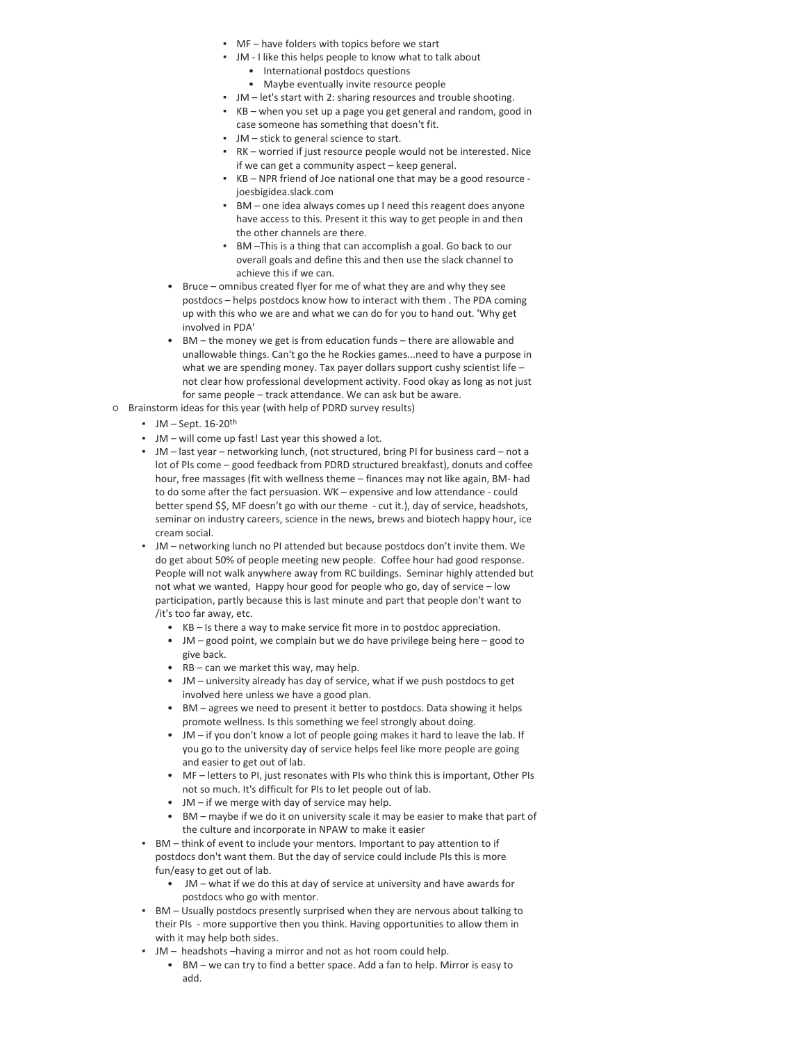- MF – have folders with topics before we start
          - JM - I like this helps people to know what to talk about
            - International postdocs questions
            - Maybe eventually invite resource people
          - JM – let's start with 2: sharing resources and trouble shooting.
          - KB – when you set up a page you get general and random, good in case someone has something that doesn't fit.
          - JM – stick to general science to start.
          - RK – worried if just resource people would not be interested. Nice if we can get a community aspect – keep general.
          - KB – NPR friend of Joe national one that may be a good resource - joesbigidea.slack.com
          - BM – one idea always comes up I need this reagent does anyone have access to this. Present it this way to get people in and then the other channels are there.
          - BM –This is a thing that can accomplish a goal. Go back to our overall goals and define this and then use the slack channel to achieve this if we can.
        - Bruce – omnibus created flyer for me of what they are and why they see postdocs – helps postdocs know how to interact with them . The PDA coming up with this who we are and what we can do for you to hand out. 'Why get involved in PDA'
        - BM – the money we get is from education funds – there are allowable and unallowable things. Can't go the he Rockies games...need to have a purpose in what we are spending money. Tax payer dollars support cushy scientist life – not clear how professional development activity. Food okay as long as not just for same people – track attendance. We can ask but be aware.
    - Brainstorm ideas for this year (with help of PDRD survey results)
        - JM – Sept. 16-20th
        - JM – will come up fast! Last year this showed a lot.
        - JM – last year – networking lunch, (not structured, bring PI for business card – not a lot of PIs come – good feedback from PDRD structured breakfast), donuts and coffee hour, free massages (fit with wellness theme – finances may not like again, BM- had to do some after the fact persuasion. WK – expensive and low attendance - could better spend $$, MF doesn't go with our theme - cut it.), day of service, headshots, seminar on industry careers, science in the news, brews and biotech happy hour, ice cream social.
        - JM – networking lunch no PI attended but because postdocs don't invite them. We do get about 50% of people meeting new people. Coffee hour had good response. People will not walk anywhere away from RC buildings. Seminar highly attended but not what we wanted, Happy hour good for people who go, day of service – low participation, partly because this is last minute and part that people don't want to /it's too far away, etc.
            - KB – Is there a way to make service fit more in to postdoc appreciation.
            - JM – good point, we complain but we do have privilege being here – good to give back.
            - RB – can we market this way, may help.
            - JM – university already has day of service, what if we push postdocs to get involved here unless we have a good plan.
            - BM – agrees we need to present it better to postdocs. Data showing it helps promote wellness. Is this something we feel strongly about doing.
            - JM – if you don't know a lot of people going makes it hard to leave the lab. If you go to the university day of service helps feel like more people are going and easier to get out of lab.
            - MF – letters to PI, just resonates with PIs who think this is important, Other PIs not so much. It's difficult for PIs to let people out of lab.
            - JM – if we merge with day of service may help.
            - BM – maybe if we do it on university scale it may be easier to make that part of the culture and incorporate in NPAW to make it easier
        - BM – think of event to include your mentors. Important to pay attention to if postdocs don't want them. But the day of service could include PIs this is more fun/easy to get out of lab.
            - JM – what if we do this at day of service at university and have awards for postdocs who go with mentor.
        - BM – Usually postdocs presently surprised when they are nervous about talking to their PIs - more supportive then you think. Having opportunities to allow them in with it may help both sides.
        - JM – headshots –having a mirror and not as hot room could help.
            - BM – we can try to find a better space. Add a fan to help. Mirror is easy to add.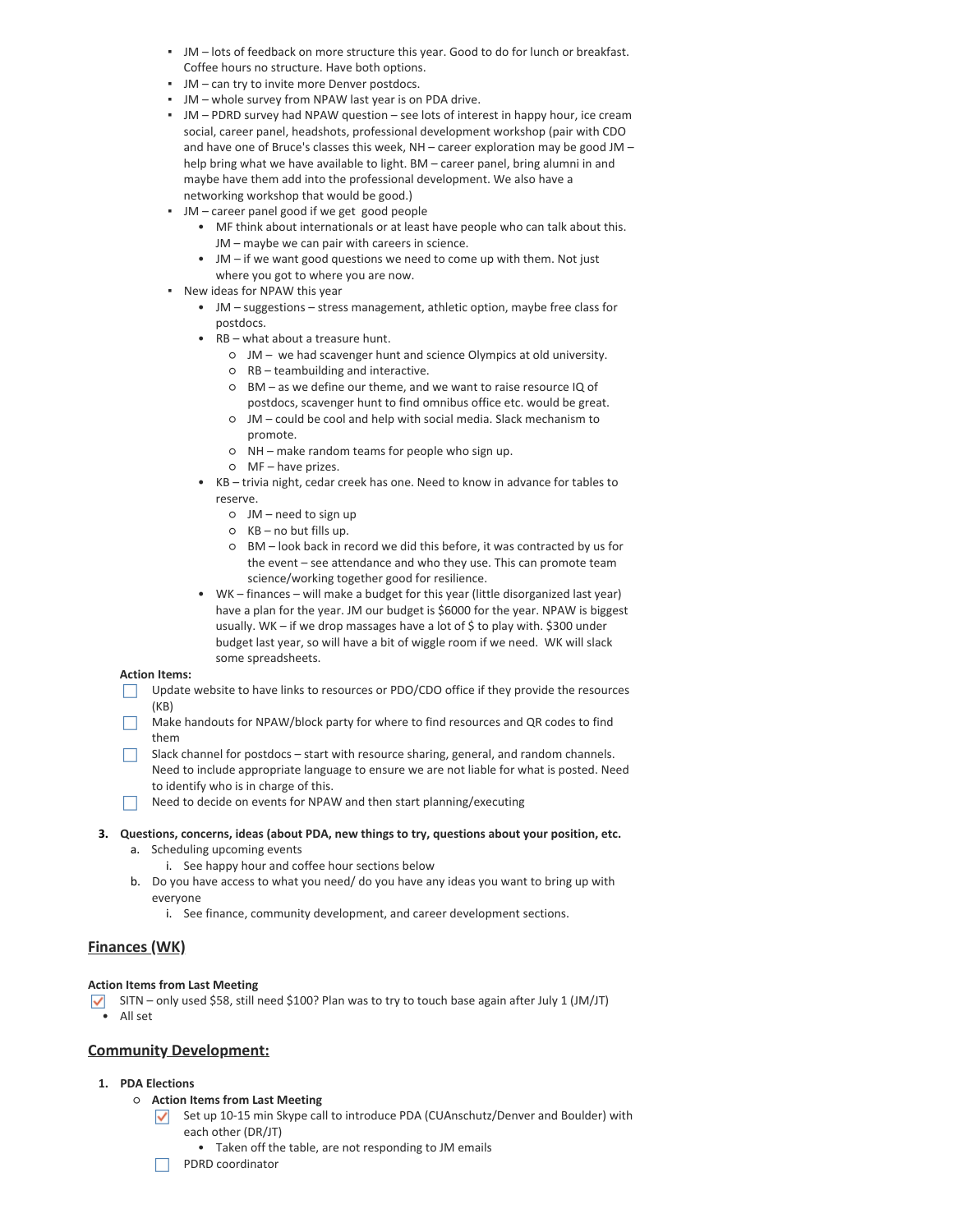- JM – lots of feedback on more structure this year. Good to do for lunch or breakfast. Coffee hours no structure. Have both options.
- JM – can try to invite more Denver postdocs.
- JM – whole survey from NPAW last year is on PDA drive.
- JM – PDRD survey had NPAW question – see lots of interest in happy hour, ice cream social, career panel, headshots, professional development workshop (pair with CDO and have one of Bruce's classes this week, NH – career exploration may be good JM – help bring what we have available to light. BM – career panel, bring alumni in and maybe have them add into the professional development. We also have a networking workshop that would be good.)
- JM – career panel good if we get good people
  - MF think about internationals or at least have people who can talk about this. JM – maybe we can pair with careers in science.
  - JM – if we want good questions we need to come up with them. Not just where you got to where you are now.
- New ideas for NPAW this year
  - JM – suggestions – stress management, athletic option, maybe free class for postdocs.
  - RB – what about a treasure hunt.
    - JM – we had scavenger hunt and science Olympics at old university.
    - RB – teambuilding and interactive.
    - BM – as we define our theme, and we want to raise resource IQ of postdocs, scavenger hunt to find omnibus office etc. would be great.
    - JM – could be cool and help with social media. Slack mechanism to promote.
    - NH – make random teams for people who sign up.
    - MF – have prizes.
  - KB – trivia night, cedar creek has one. Need to know in advance for tables to reserve.
    - JM – need to sign up
    - KB – no but fills up.
    - BM – look back in record we did this before, it was contracted by us for the event – see attendance and who they use. This can promote team science/working together good for resilience.
  - WK – finances – will make a budget for this year (little disorganized last year) have a plan for the year. JM our budget is $6000 for the year. NPAW is biggest usually. WK – if we drop massages have a lot of $ to play with. $300 under budget last year, so will have a bit of wiggle room if we need. WK will slack some spreadsheets.

**Action Items:**

- [ ] Update website to have links to resources or PDO/CDO office if they provide the resources (KB)
- [ ] Make handouts for NPAW/block party for where to find resources and QR codes to find them
- [ ] Slack channel for postdocs – start with resource sharing, general, and random channels. Need to include appropriate language to ensure we are not liable for what is posted. Need to identify who is in charge of this.
- [ ] Need to decide on events for NPAW and then start planning/executing

3. **Questions, concerns, ideas (about PDA, new things to try, questions about your position, etc.**
   a. Scheduling upcoming events
      i. See happy hour and coffee hour sections below
   b. Do you have access to what you need/ do you have any ideas you want to bring up with everyone
      i. See finance, community development, and career development sections.

## Finances (WK)

**Action Items from Last Meeting**

- [x] SITN – only used $58, still need $100? Plan was to try to touch base again after July 1 (JM/JT)
  - All set

## Community Development:

1. **PDA Elections**
   - **Action Items from Last Meeting**
     - [x] Set up 10-15 min Skype call to introduce PDA (CUAnschutz/Denver and Boulder) with each other (DR/JT)
       - Taken off the table, are not responding to JM emails
     - [ ] PDRD coordinator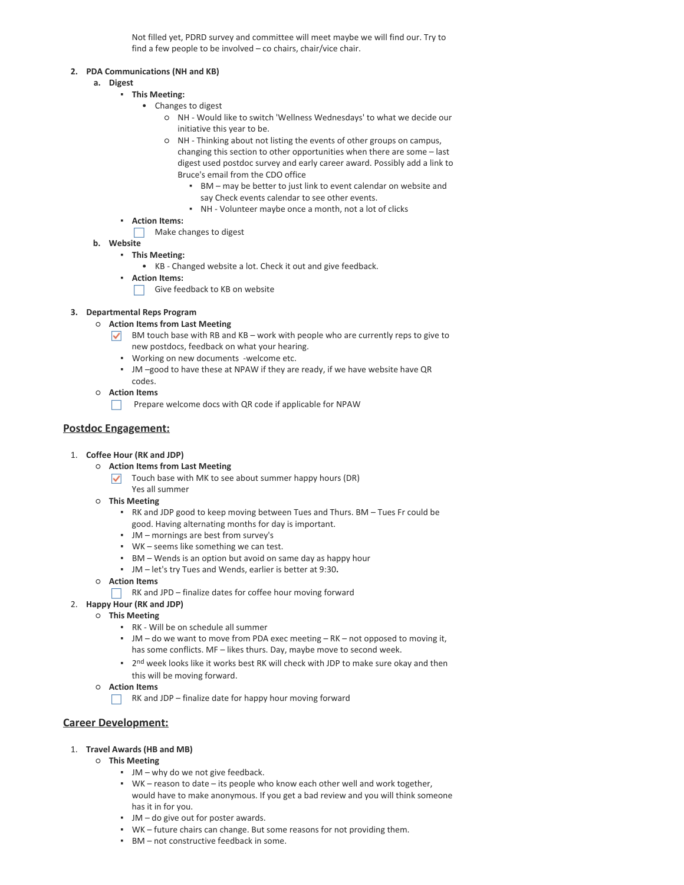Not filled yet, PDRD survey and committee will meet maybe we will find our. Try to find a few people to be involved – co chairs, chair/vice chair.

2. **PDA Communications (NH and KB)**
   a. **Digest**
      - **This Meeting:**
        - Changes to digest
          - NH - Would like to switch 'Wellness Wednesdays' to what we decide our initiative this year to be.
          - NH - Thinking about not listing the events of other groups on campus, changing this section to other opportunities when there are some – last digest used postdoc survey and early career award. Possibly add a link to Bruce's email from the CDO office
            - BM – may be better to just link to event calendar on website and say Check events calendar to see other events.
            - NH - Volunteer maybe once a month, not a lot of clicks
      - **Action Items:**
        - [ ] Make changes to digest
   b. **Website**
      - **This Meeting:**
        - KB - Changed website a lot. Check it out and give feedback.
      - **Action Items:**
        - [ ] Give feedback to KB on website

3. **Departmental Reps Program**
   - **Action Items from Last Meeting**
     - [x] BM touch base with RB and KB – work with people who are currently reps to give to new postdocs, feedback on what your hearing.
     - Working on new documents -welcome etc.
     - JM –good to have these at NPAW if they are ready, if we have website have QR codes.
   - **Action Items**
     - [ ] Prepare welcome docs with QR code if applicable for NPAW

## Postdoc Engagement:

1. **Coffee Hour (RK and JDP)**
   - **Action Items from Last Meeting**
     - [x] Touch base with MK to see about summer happy hours (DR)
       Yes all summer
   - **This Meeting**
     - RK and JDP good to keep moving between Tues and Thurs. BM – Tues Fr could be good. Having alternating months for day is important.
     - JM – mornings are best from survey's
     - WK – seems like something we can test.
     - BM – Wends is an option but avoid on same day as happy hour
     - JM – let's try Tues and Wends, earlier is better at 9:30**.**
   - **Action Items**
     - [ ] RK and JPD – finalize dates for coffee hour moving forward
2. **Happy Hour (RK and JDP)**
   - **This Meeting**
     - RK - Will be on schedule all summer
     - JM – do we want to move from PDA exec meeting – RK – not opposed to moving it, has some conflicts. MF – likes thurs. Day, maybe move to second week.
     - 2nd week looks like it works best RK will check with JDP to make sure okay and then this will be moving forward.
   - **Action Items**
     - [ ] RK and JDP – finalize date for happy hour moving forward

## Career Development:

1. **Travel Awards (HB and MB)**
   - **This Meeting**
     - JM – why do we not give feedback.
     - WK – reason to date – its people who know each other well and work together, would have to make anonymous. If you get a bad review and you will think someone has it in for you.
     - JM – do give out for poster awards.
     - WK – future chairs can change. But some reasons for not providing them.
     - BM – not constructive feedback in some.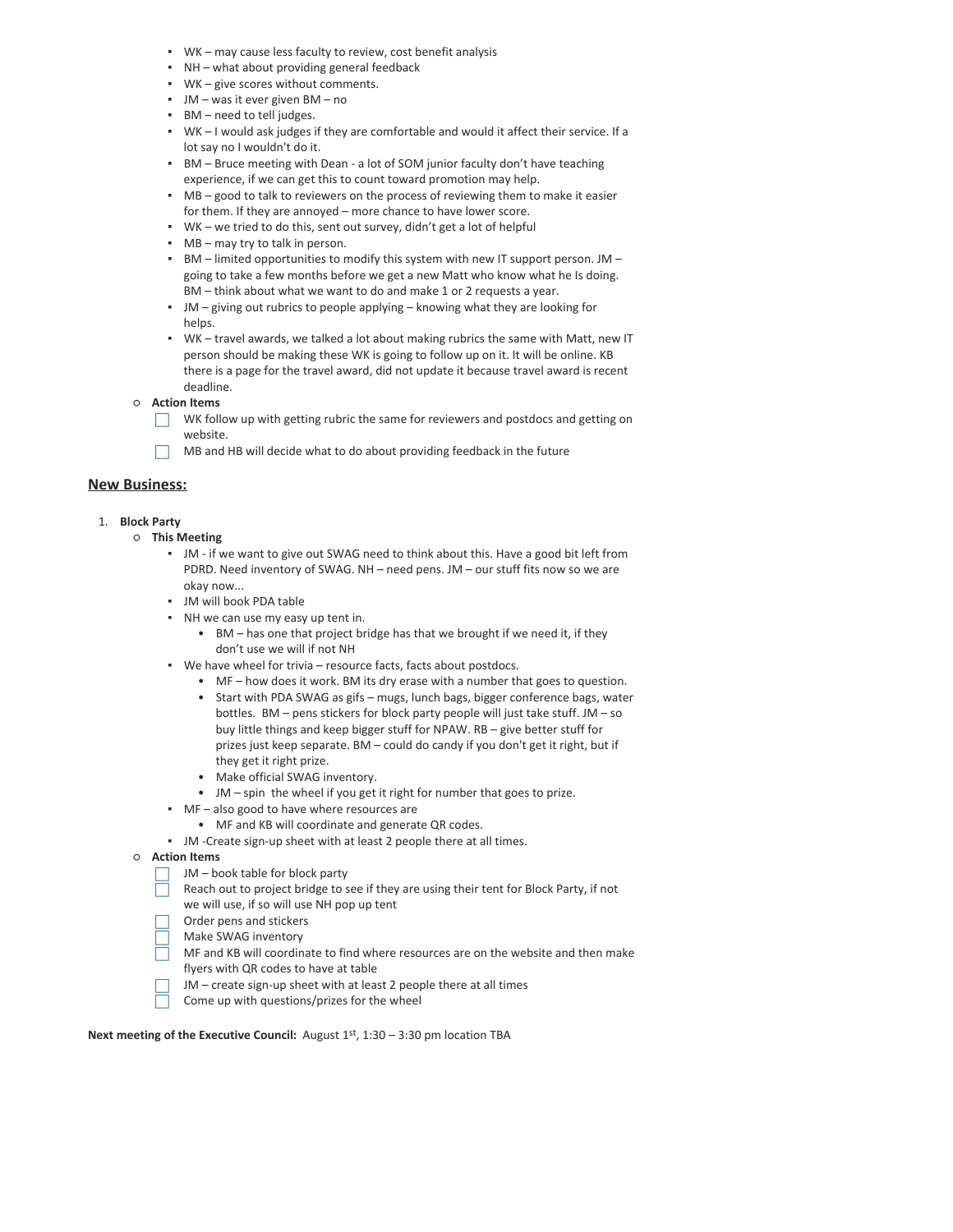- WK – may cause less faculty to review, cost benefit analysis
    - NH – what about providing general feedback
    - WK – give scores without comments.
    - JM – was it ever given BM – no
    - BM – need to tell judges.
    - WK – I would ask judges if they are comfortable and would it affect their service. If a lot say no I wouldn't do it.
    - BM – Bruce meeting with Dean - a lot of SOM junior faculty don't have teaching experience, if we can get this to count toward promotion may help.
    - MB – good to talk to reviewers on the process of reviewing them to make it easier for them. If they are annoyed – more chance to have lower score.
    - WK – we tried to do this, sent out survey, didn't get a lot of helpful
    - MB – may try to talk in person.
    - BM – limited opportunities to modify this system with new IT support person. JM – going to take a few months before we get a new Matt who know what he Is doing. BM – think about what we want to do and make 1 or 2 requests a year.
    - JM – giving out rubrics to people applying – knowing what they are looking for helps.
    - WK – travel awards, we talked a lot about making rubrics the same with Matt, new IT person should be making these WK is going to follow up on it. It will be online. KB there is a page for the travel award, did not update it because travel award is recent deadline.
  - **Action Items**
    - [ ] WK follow up with getting rubric the same for reviewers and postdocs and getting on website.
    - [ ] MB and HB will decide what to do about providing feedback in the future

## New Business:

1. **Block Party**
   - **This Meeting**
     - JM - if we want to give out SWAG need to think about this. Have a good bit left from PDRD. Need inventory of SWAG. NH – need pens. JM – our stuff fits now so we are okay now...
     - JM will book PDA table
     - NH we can use my easy up tent in.
       - BM – has one that project bridge has that we brought if we need it, if they don't use we will if not NH
     - We have wheel for trivia – resource facts, facts about postdocs.
       - MF – how does it work. BM its dry erase with a number that goes to question.
       - Start with PDA SWAG as gifs – mugs, lunch bags, bigger conference bags, water bottles. BM – pens stickers for block party people will just take stuff. JM – so buy little things and keep bigger stuff for NPAW. RB – give better stuff for prizes just keep separate. BM – could do candy if you don't get it right, but if they get it right prize.
       - Make official SWAG inventory.
       - JM – spin the wheel if you get it right for number that goes to prize.
     - MF – also good to have where resources are
       - MF and KB will coordinate and generate QR codes.
     - JM -Create sign-up sheet with at least 2 people there at all times.
   - **Action Items**
     - [ ] JM – book table for block party
     - [ ] Reach out to project bridge to see if they are using their tent for Block Party, if not we will use, if so will use NH pop up tent
     - [ ] Order pens and stickers
     - [ ] Make SWAG inventory
     - [ ] MF and KB will coordinate to find where resources are on the website and then make flyers with QR codes to have at table
     - [ ] JM – create sign-up sheet with at least 2 people there at all times
     - [ ] Come up with questions/prizes for the wheel

**Next meeting of the Executive Council:** August 1st, 1:30 – 3:30 pm location TBA